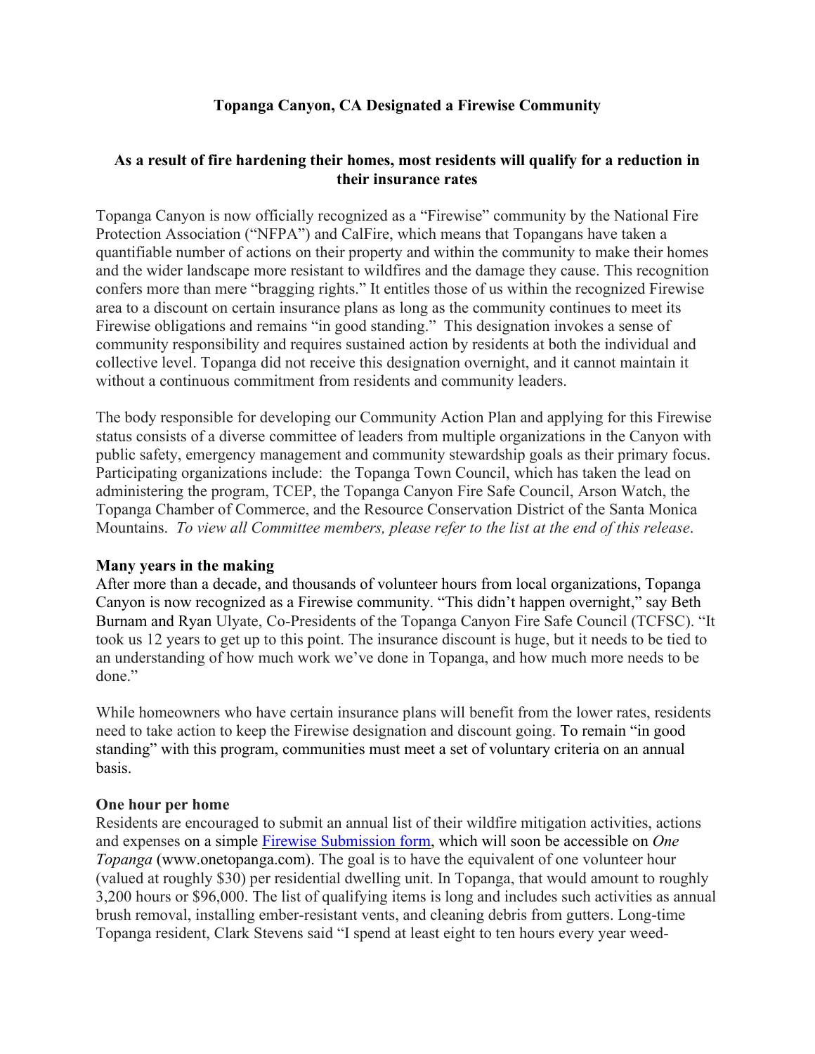## Topanga Canyon, CA Designated a Firewise Community

### As a result of fire hardening their homes, most residents will qualify for a reduction in their insurance rates

Topanga Canyon is now officially recognized as a "Firewise" community by the National Fire Protection Association ("NFPA") and CalFire, which means that Topangans have taken a quantifiable number of actions on their property and within the community to make their homes and the wider landscape more resistant to wildfires and the damage they cause. This recognition confers more than mere "bragging rights." It entitles those of us within the recognized Firewise area to a discount on certain insurance plans as long as the community continues to meet its Firewise obligations and remains "in good standing." This designation invokes a sense of community responsibility and requires sustained action by residents at both the individual and collective level. Topanga did not receive this designation overnight, and it cannot maintain it without a continuous commitment from residents and community leaders.

The body responsible for developing our Community Action Plan and applying for this Firewise status consists of a diverse committee of leaders from multiple organizations in the Canyon with public safety, emergency management and community stewardship goals as their primary focus. Participating organizations include: the Topanga Town Council, which has taken the lead on administering the program, TCEP, the Topanga Canyon Fire Safe Council, Arson Watch, the Topanga Chamber of Commerce, and the Resource Conservation District of the Santa Monica Mountains. *To view all Committee members, please refer to the list at the end of this release*.

**Many years in the making**

After more than a decade, and thousands of volunteer hours from local organizations, Topanga Canyon is now recognized as a Firewise community. "This didn't happen overnight," say Beth Burnam and Ryan Ulyate, Co-Presidents of the Topanga Canyon Fire Safe Council (TCFSC). "It took us 12 years to get up to this point. The insurance discount is huge, but it needs to be tied to an understanding of how much work we've done in Topanga, and how much more needs to be done."

While homeowners who have certain insurance plans will benefit from the lower rates, residents need to take action to keep the Firewise designation and discount going. To remain "in good standing" with this program, communities must meet a set of voluntary criteria on an annual basis.

**One hour per home**

Residents are encouraged to submit an annual list of their wildfire mitigation activities, actions and expenses on a simple [Firewise Submission form](), which will soon be accessible on *One Topanga* (www.onetopanga.com). The goal is to have the equivalent of one volunteer hour (valued at roughly $30) per residential dwelling unit. In Topanga, that would amount to roughly 3,200 hours or $96,000. The list of qualifying items is long and includes such activities as annual brush removal, installing ember-resistant vents, and cleaning debris from gutters. Long-time Topanga resident, Clark Stevens said "I spend at least eight to ten hours every year weed-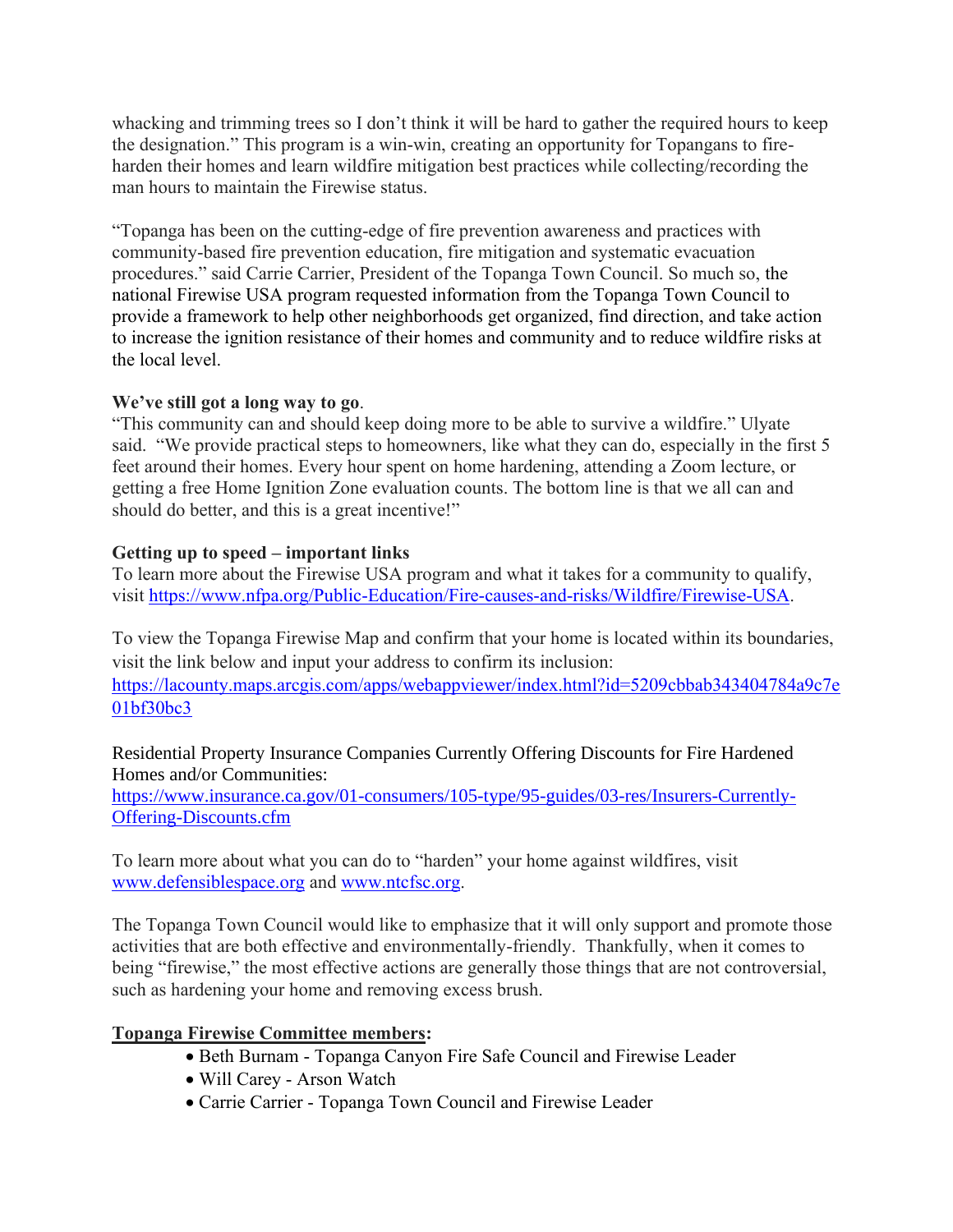whacking and trimming trees so I don't think it will be hard to gather the required hours to keep the designation." This program is a win-win, creating an opportunity for Topangans to fire-harden their homes and learn wildfire mitigation best practices while collecting/recording the man hours to maintain the Firewise status.

"Topanga has been on the cutting-edge of fire prevention awareness and practices with community-based fire prevention education, fire mitigation and systematic evacuation procedures." said Carrie Carrier, President of the Topanga Town Council. So much so, the national Firewise USA program requested information from the Topanga Town Council to provide a framework to help other neighborhoods get organized, find direction, and take action to increase the ignition resistance of their homes and community and to reduce wildfire risks at the local level.

**We've still got a long way to go**.

"This community can and should keep doing more to be able to survive a wildfire." Ulyate said. "We provide practical steps to homeowners, like what they can do, especially in the first 5 feet around their homes. Every hour spent on home hardening, attending a Zoom lecture, or getting a free Home Ignition Zone evaluation counts. The bottom line is that we all can and should do better, and this is a great incentive!"

**Getting up to speed – important links**

To learn more about the Firewise USA program and what it takes for a community to qualify, visit https://www.nfpa.org/Public-Education/Fire-causes-and-risks/Wildfire/Firewise-USA.

To view the Topanga Firewise Map and confirm that your home is located within its boundaries, visit the link below and input your address to confirm its inclusion:
https://lacounty.maps.arcgis.com/apps/webappviewer/index.html?id=5209cbbab343404784a9c7e01bf30bc3

Residential Property Insurance Companies Currently Offering Discounts for Fire Hardened Homes and/or Communities:
https://www.insurance.ca.gov/01-consumers/105-type/95-guides/03-res/Insurers-Currently-Offering-Discounts.cfm

To learn more about what you can do to "harden" your home against wildfires, visit www.defensiblespace.org and www.ntcfsc.org.

The Topanga Town Council would like to emphasize that it will only support and promote those activities that are both effective and environmentally-friendly. Thankfully, when it comes to being "firewise," the most effective actions are generally those things that are not controversial, such as hardening your home and removing excess brush.

**Topanga Firewise Committee members**:

- Beth Burnam - Topanga Canyon Fire Safe Council and Firewise Leader
- Will Carey - Arson Watch
- Carrie Carrier - Topanga Town Council and Firewise Leader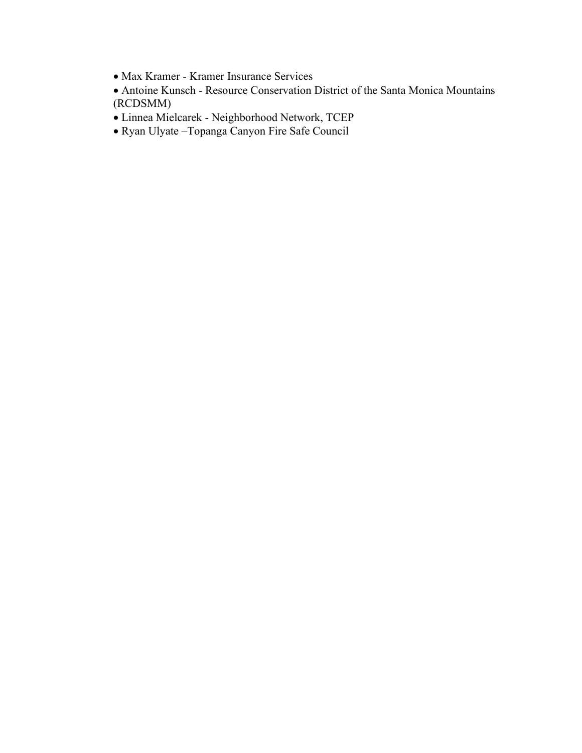- Max Kramer - Kramer Insurance Services
- Antoine Kunsch - Resource Conservation District of the Santa Monica Mountains (RCDSMM)
- Linnea Mielcarek - Neighborhood Network, TCEP
- Ryan Ulyate –Topanga Canyon Fire Safe Council